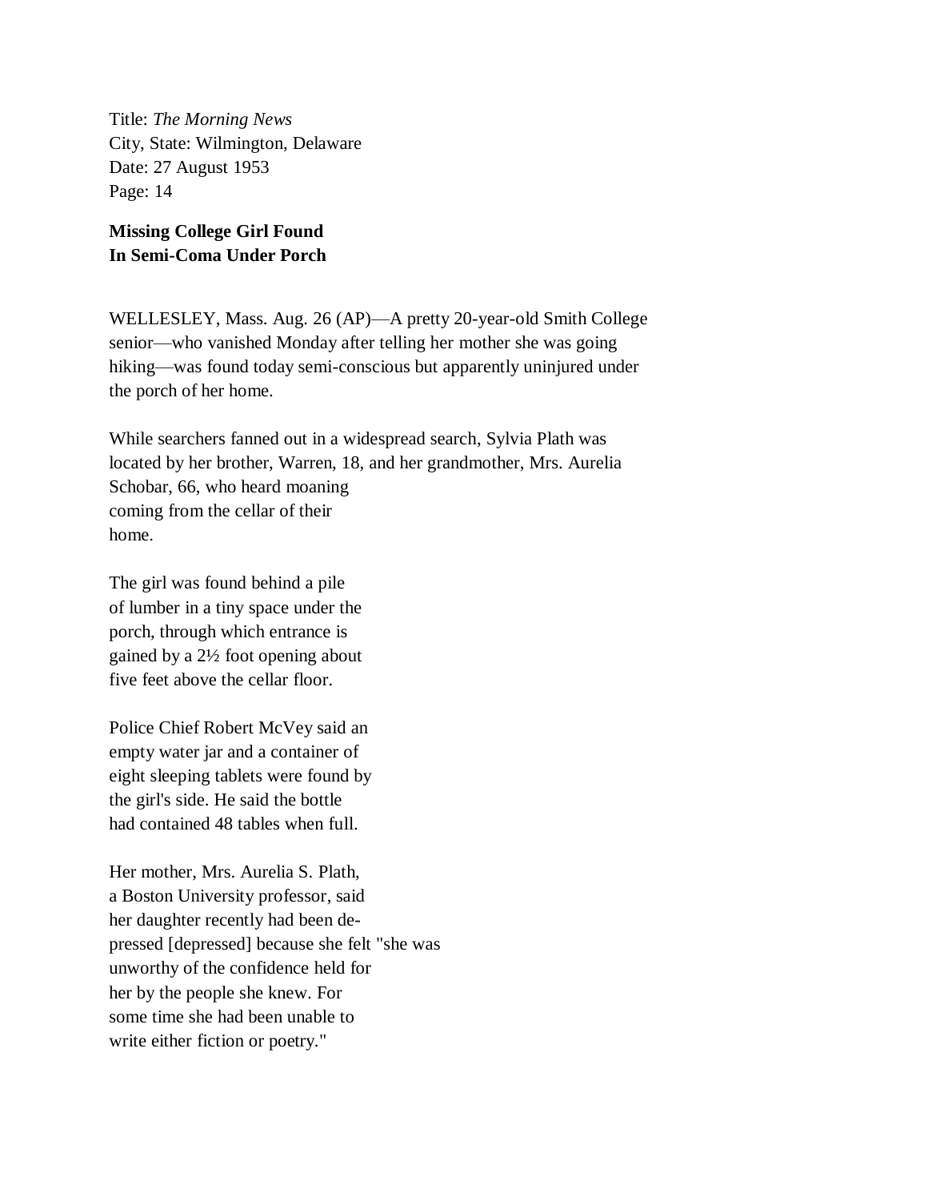Title: *The Morning News*
City, State: Wilmington, Delaware
Date: 27 August 1953
Page: 14

**Missing College Girl Found In Semi-Coma Under Porch**

WELLESLEY, Mass. Aug. 26 (AP)—A pretty 20-year-old Smith College senior—who vanished Monday after telling her mother she was going hiking—was found today semi-conscious but apparently uninjured under the porch of her home.

While searchers fanned out in a widespread search, Sylvia Plath was located by her brother, Warren, 18, and her grandmother, Mrs. Aurelia Schobar, 66, who heard moaning coming from the cellar of their home.

The girl was found behind a pile of lumber in a tiny space under the porch, through which entrance is gained by a 2½ foot opening about five feet above the cellar floor.

Police Chief Robert McVey said an empty water jar and a container of eight sleeping tablets were found by the girl's side. He said the bottle had contained 48 tables when full.

Her mother, Mrs. Aurelia S. Plath, a Boston University professor, said her daughter recently had been de-pressed [depressed] because she felt "she was unworthy of the confidence held for her by the people she knew. For some time she had been unable to write either fiction or poetry."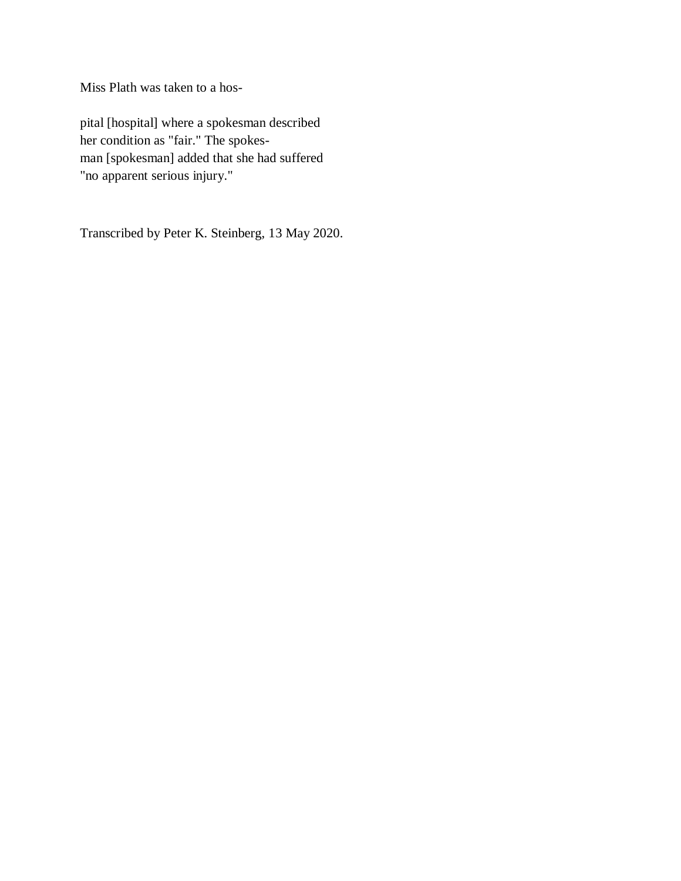Miss Plath was taken to a hos-

pital [hospital] where a spokesman described
her condition as "fair." The spokes-
man [spokesman] added that she had suffered
"no apparent serious injury."

Transcribed by Peter K. Steinberg, 13 May 2020.